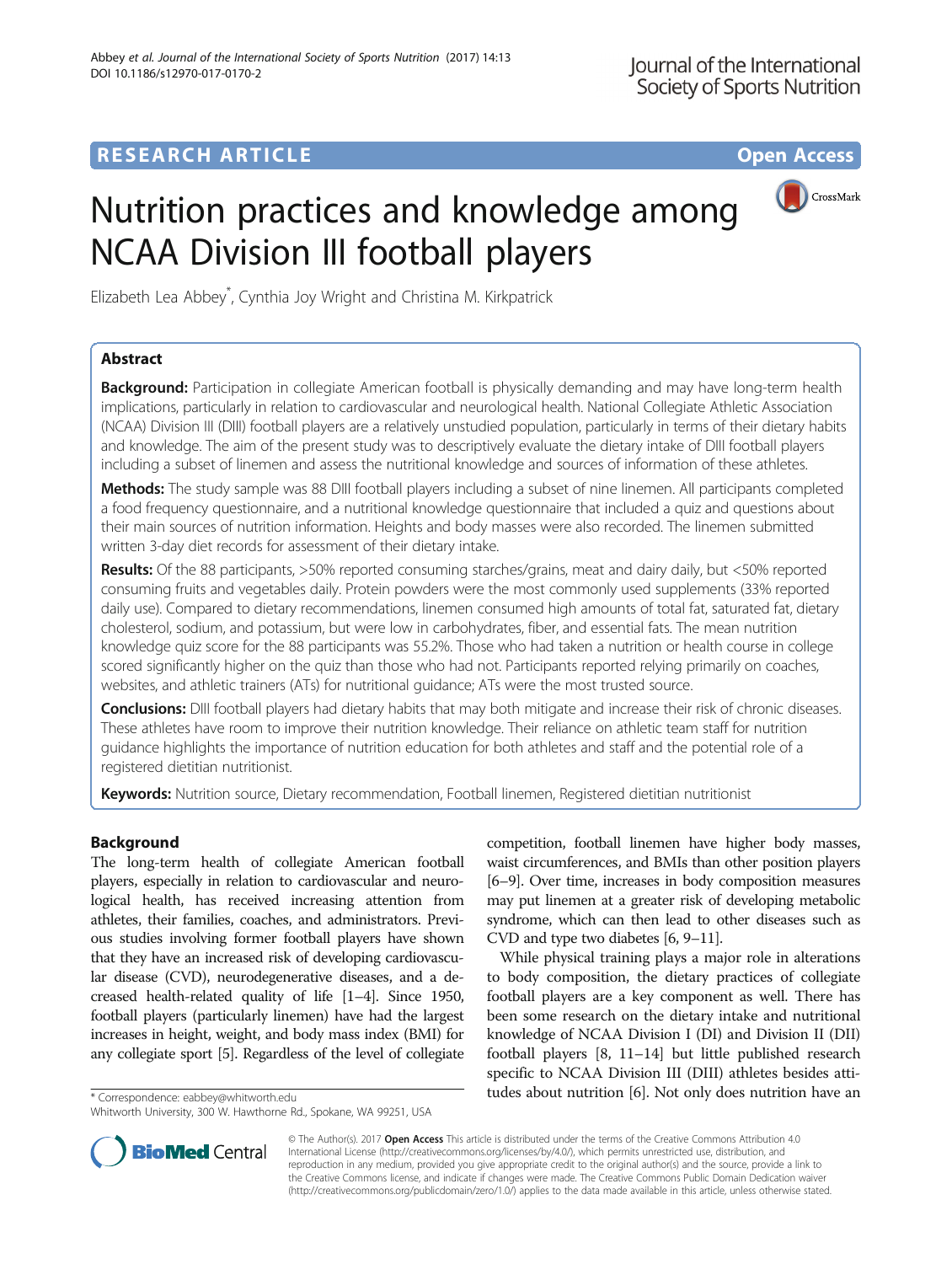RESEARCH ARTICLE

Open Access

# Nutrition practices and knowledge among NCAA Division III football players

Elizabeth Lea Abbey*, Cynthia Joy Wright and Christina M. Kirkpatrick

## Abstract

**Background:** Participation in collegiate American football is physically demanding and may have long-term health implications, particularly in relation to cardiovascular and neurological health. National Collegiate Athletic Association (NCAA) Division III (DIII) football players are a relatively unstudied population, particularly in terms of their dietary habits and knowledge. The aim of the present study was to descriptively evaluate the dietary intake of DIII football players including a subset of linemen and assess the nutritional knowledge and sources of information of these athletes.

**Methods:** The study sample was 88 DIII football players including a subset of nine linemen. All participants completed a food frequency questionnaire, and a nutritional knowledge questionnaire that included a quiz and questions about their main sources of nutrition information. Heights and body masses were also recorded. The linemen submitted written 3-day diet records for assessment of their dietary intake.

**Results:** Of the 88 participants, >50% reported consuming starches/grains, meat and dairy daily, but <50% reported consuming fruits and vegetables daily. Protein powders were the most commonly used supplements (33% reported daily use). Compared to dietary recommendations, linemen consumed high amounts of total fat, saturated fat, dietary cholesterol, sodium, and potassium, but were low in carbohydrates, fiber, and essential fats. The mean nutrition knowledge quiz score for the 88 participants was 55.2%. Those who had taken a nutrition or health course in college scored significantly higher on the quiz than those who had not. Participants reported relying primarily on coaches, websites, and athletic trainers (ATs) for nutritional guidance; ATs were the most trusted source.

**Conclusions:** DIII football players had dietary habits that may both mitigate and increase their risk of chronic diseases. These athletes have room to improve their nutrition knowledge. Their reliance on athletic team staff for nutrition guidance highlights the importance of nutrition education for both athletes and staff and the potential role of a registered dietitian nutritionist.

**Keywords:** Nutrition source, Dietary recommendation, Football linemen, Registered dietitian nutritionist

## Background

The long-term health of collegiate American football players, especially in relation to cardiovascular and neurological health, has received increasing attention from athletes, their families, coaches, and administrators. Previous studies involving former football players have shown that they have an increased risk of developing cardiovascular disease (CVD), neurodegenerative diseases, and a decreased health-related quality of life [1–4]. Since 1950, football players (particularly linemen) have had the largest increases in height, weight, and body mass index (BMI) for any collegiate sport [5]. Regardless of the level of collegiate competition, football linemen have higher body masses, waist circumferences, and BMIs than other position players [6–9]. Over time, increases in body composition measures may put linemen at a greater risk of developing metabolic syndrome, which can then lead to other diseases such as CVD and type two diabetes [6, 9–11].

While physical training plays a major role in alterations to body composition, the dietary practices of collegiate football players are a key component as well. There has been some research on the dietary intake and nutritional knowledge of NCAA Division I (DI) and Division II (DII) football players [8, 11–14] but little published research specific to NCAA Division III (DIII) athletes besides attitudes about nutrition [6]. Not only does nutrition have an

* Correspondence: eabbey@whitworth.edu
Whitworth University, 300 W. Hawthorne Rd., Spokane, WA 99251, USA

© The Author(s). 2017 **Open Access** This article is distributed under the terms of the Creative Commons Attribution 4.0 International License (http://creativecommons.org/licenses/by/4.0/), which permits unrestricted use, distribution, and reproduction in any medium, provided you give appropriate credit to the original author(s) and the source, provide a link to the Creative Commons license, and indicate if changes were made. The Creative Commons Public Domain Dedication waiver (http://creativecommons.org/publicdomain/zero/1.0/) applies to the data made available in this article, unless otherwise stated.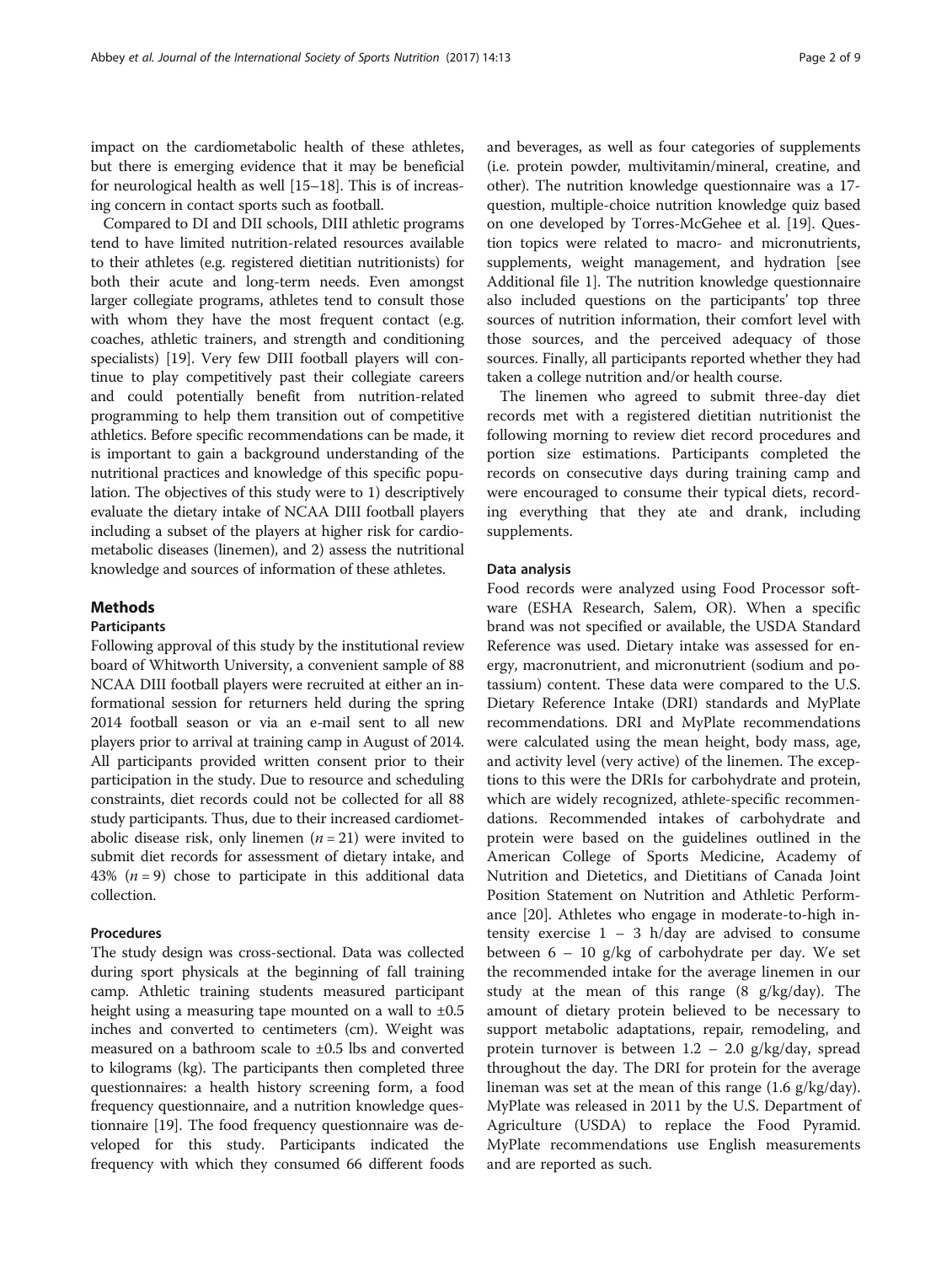impact on the cardiometabolic health of these athletes, but there is emerging evidence that it may be beneficial for neurological health as well [15–18]. This is of increasing concern in contact sports such as football.

Compared to DI and DII schools, DIII athletic programs tend to have limited nutrition-related resources available to their athletes (e.g. registered dietitian nutritionists) for both their acute and long-term needs. Even amongst larger collegiate programs, athletes tend to consult those with whom they have the most frequent contact (e.g. coaches, athletic trainers, and strength and conditioning specialists) [19]. Very few DIII football players will continue to play competitively past their collegiate careers and could potentially benefit from nutrition-related programming to help them transition out of competitive athletics. Before specific recommendations can be made, it is important to gain a background understanding of the nutritional practices and knowledge of this specific population. The objectives of this study were to 1) descriptively evaluate the dietary intake of NCAA DIII football players including a subset of the players at higher risk for cardiometabolic diseases (linemen), and 2) assess the nutritional knowledge and sources of information of these athletes.

## Methods

### Participants

Following approval of this study by the institutional review board of Whitworth University, a convenient sample of 88 NCAA DIII football players were recruited at either an informational session for returners held during the spring 2014 football season or via an e-mail sent to all new players prior to arrival at training camp in August of 2014. All participants provided written consent prior to their participation in the study. Due to resource and scheduling constraints, diet records could not be collected for all 88 study participants. Thus, due to their increased cardiometabolic disease risk, only linemen ($n = 21$) were invited to submit diet records for assessment of dietary intake, and 43% ($n = 9$) chose to participate in this additional data collection.

### Procedures

The study design was cross-sectional. Data was collected during sport physicals at the beginning of fall training camp. Athletic training students measured participant height using a measuring tape mounted on a wall to ±0.5 inches and converted to centimeters (cm). Weight was measured on a bathroom scale to ±0.5 lbs and converted to kilograms (kg). The participants then completed three questionnaires: a health history screening form, a food frequency questionnaire, and a nutrition knowledge questionnaire [19]. The food frequency questionnaire was developed for this study. Participants indicated the frequency with which they consumed 66 different foods and beverages, as well as four categories of supplements (i.e. protein powder, multivitamin/mineral, creatine, and other). The nutrition knowledge questionnaire was a 17-question, multiple-choice nutrition knowledge quiz based on one developed by Torres-McGehee et al. [19]. Question topics were related to macro- and micronutrients, supplements, weight management, and hydration [see Additional file 1]. The nutrition knowledge questionnaire also included questions on the participants' top three sources of nutrition information, their comfort level with those sources, and the perceived adequacy of those sources. Finally, all participants reported whether they had taken a college nutrition and/or health course.

The linemen who agreed to submit three-day diet records met with a registered dietitian nutritionist the following morning to review diet record procedures and portion size estimations. Participants completed the records on consecutive days during training camp and were encouraged to consume their typical diets, recording everything that they ate and drank, including supplements.

### Data analysis

Food records were analyzed using Food Processor software (ESHA Research, Salem, OR). When a specific brand was not specified or available, the USDA Standard Reference was used. Dietary intake was assessed for energy, macronutrient, and micronutrient (sodium and potassium) content. These data were compared to the U.S. Dietary Reference Intake (DRI) standards and MyPlate recommendations. DRI and MyPlate recommendations were calculated using the mean height, body mass, age, and activity level (very active) of the linemen. The exceptions to this were the DRIs for carbohydrate and protein, which are widely recognized, athlete-specific recommendations. Recommended intakes of carbohydrate and protein were based on the guidelines outlined in the American College of Sports Medicine, Academy of Nutrition and Dietetics, and Dietitians of Canada Joint Position Statement on Nutrition and Athletic Performance [20]. Athletes who engage in moderate-to-high intensity exercise 1 – 3 h/day are advised to consume between 6 – 10 g/kg of carbohydrate per day. We set the recommended intake for the average linemen in our study at the mean of this range (8 g/kg/day). The amount of dietary protein believed to be necessary to support metabolic adaptations, repair, remodeling, and protein turnover is between 1.2 – 2.0 g/kg/day, spread throughout the day. The DRI for protein for the average lineman was set at the mean of this range (1.6 g/kg/day). MyPlate was released in 2011 by the U.S. Department of Agriculture (USDA) to replace the Food Pyramid. MyPlate recommendations use English measurements and are reported as such.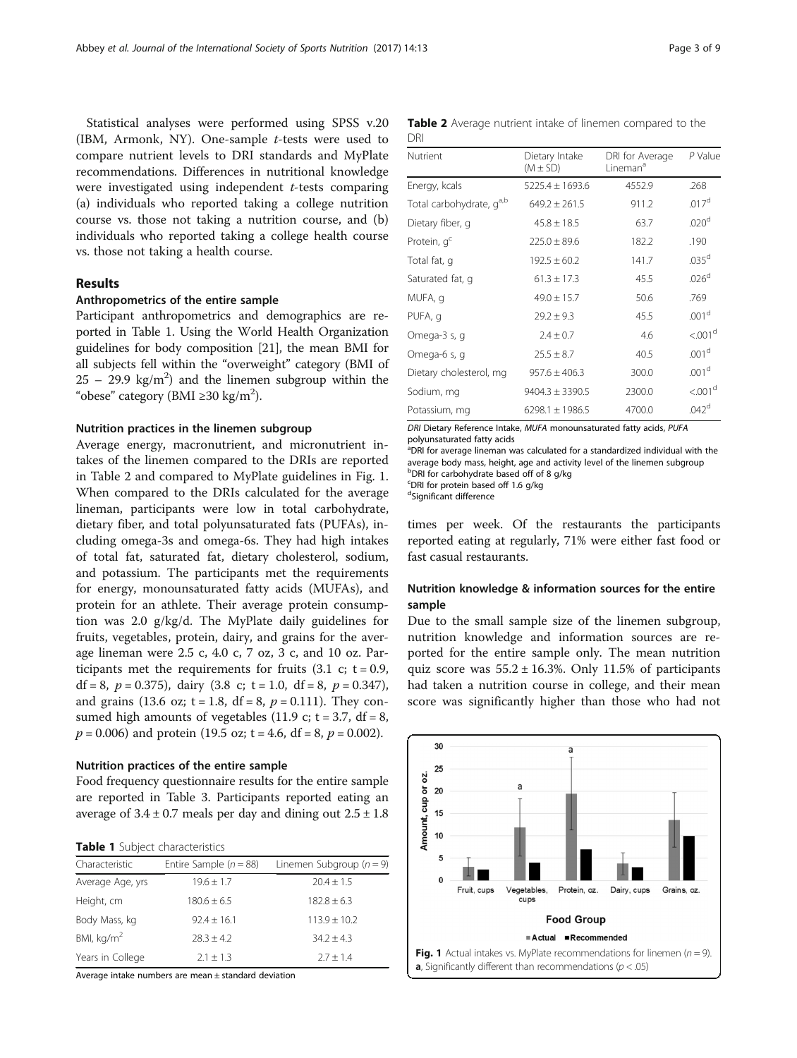Statistical analyses were performed using SPSS v.20 (IBM, Armonk, NY). One-sample *t*-tests were used to compare nutrient levels to DRI standards and MyPlate recommendations. Differences in nutritional knowledge were investigated using independent *t*-tests comparing (a) individuals who reported taking a college nutrition course vs. those not taking a nutrition course, and (b) individuals who reported taking a college health course vs. those not taking a health course.

## Results

### Anthropometrics of the entire sample

Participant anthropometrics and demographics are reported in Table 1. Using the World Health Organization guidelines for body composition [21], the mean BMI for all subjects fell within the "overweight" category (BMI of 25 – 29.9 kg/m$^2$) and the linemen subgroup within the "obese" category (BMI ≥30 kg/m$^2$).

### Nutrition practices in the linemen subgroup

Average energy, macronutrient, and micronutrient intakes of the linemen compared to the DRIs are reported in Table 2 and compared to MyPlate guidelines in Fig. 1. When compared to the DRIs calculated for the average lineman, participants were low in total carbohydrate, dietary fiber, and total polyunsaturated fats (PUFAs), including omega-3s and omega-6s. They had high intakes of total fat, saturated fat, dietary cholesterol, sodium, and potassium. The participants met the requirements for energy, monounsaturated fatty acids (MUFAs), and protein for an athlete. Their average protein consumption was 2.0 g/kg/d. The MyPlate daily guidelines for fruits, vegetables, protein, dairy, and grains for the average lineman were 2.5 c, 4.0 c, 7 oz, 3 c, and 10 oz. Participants met the requirements for fruits (3.1 c; t = 0.9, df = 8, $p = 0.375$), dairy (3.8 c; t = 1.0, df = 8, $p = 0.347$), and grains (13.6 oz; t = 1.8, df = 8, $p = 0.111$). They consumed high amounts of vegetables (11.9 c; t = 3.7, df = 8, $p = 0.006$) and protein (19.5 oz; t = 4.6, df = 8, $p = 0.002$).

### Nutrition practices of the entire sample

Food frequency questionnaire results for the entire sample are reported in Table 3. Participants reported eating an average of 3.4 ± 0.7 meals per day and dining out 2.5 ± 1.8 times per week. Of the restaurants the participants reported eating at regularly, 71% were either fast food or fast casual restaurants.

**Table 1** Subject characteristics

| Characteristic | Entire Sample (*n* = 88) | Linemen Subgroup (*n* = 9) |
|---|---|---|
| Average Age, yrs | 19.6 ± 1.7 | 20.4 ± 1.5 |
| Height, cm | 180.6 ± 6.5 | 182.8 ± 6.3 |
| Body Mass, kg | 92.4 ± 16.1 | 113.9 ± 10.2 |
| BMI, kg/m$^2$ | 28.3 ± 4.2 | 34.2 ± 4.3 |
| Years in College | 2.1 ± 1.3 | 2.7 ± 1.4 |

Average intake numbers are mean ± standard deviation

**Table 2** Average nutrient intake of linemen compared to the DRI

| Nutrient | Dietary Intake (M ± SD) | DRI for Average Lineman[a] | P Value |
|---|---|---|---|
| Energy, kcals | 5225.4 ± 1693.6 | 4552.9 | .268 |
| Total carbohydrate, g[a,b] | 649.2 ± 261.5 | 911.2 | .017[d] |
| Dietary fiber, g | 45.8 ± 18.5 | 63.7 | .020[d] |
| Protein, g[c] | 225.0 ± 89.6 | 182.2 | .190 |
| Total fat, g | 192.5 ± 60.2 | 141.7 | .035[d] |
| Saturated fat, g | 61.3 ± 17.3 | 45.5 | .026[d] |
| MUFA, g | 49.0 ± 15.7 | 50.6 | .769 |
| PUFA, g | 29.2 ± 9.3 | 45.5 | .001[d] |
| Omega-3 s, g | 2.4 ± 0.7 | 4.6 | <.001[d] |
| Omega-6 s, g | 25.5 ± 8.7 | 40.5 | .001[d] |
| Dietary cholesterol, mg | 957.6 ± 406.3 | 300.0 | .001[d] |
| Sodium, mg | 9404.3 ± 3390.5 | 2300.0 | <.001[d] |
| Potassium, mg | 6298.1 ± 1986.5 | 4700.0 | .042[d] |

*DRI* Dietary Reference Intake, *MUFA* monounsaturated fatty acids, *PUFA* polyunsaturated fatty acids
[a]DRI for average lineman was calculated for a standardized individual with the average body mass, height, age and activity level of the linemen subgroup
[b]DRI for carbohydrate based off of 8 g/kg
[c]DRI for protein based off 1.6 g/kg
[d]Significant difference

### Nutrition knowledge & information sources for the entire sample

Due to the small sample size of the linemen subgroup, nutrition knowledge and information sources are reported for the entire sample only. The mean nutrition quiz score was 55.2 ± 16.3%. Only 11.5% of participants had taken a nutrition course in college, and their mean score was significantly higher than those who had not

**Fig. 1** Actual intakes vs. MyPlate recommendations for linemen (*n* = 9). **a**, Significantly different than recommendations ($p < .05$)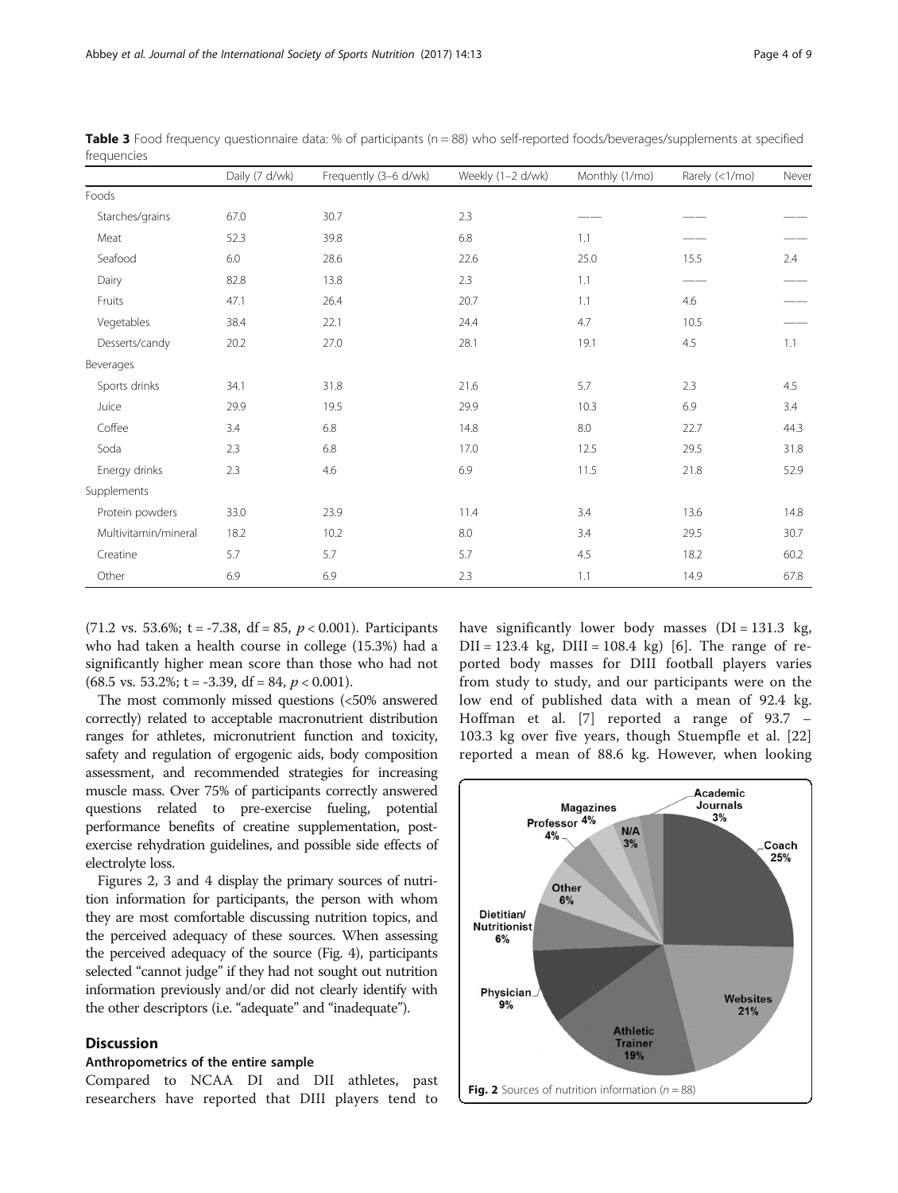**Table 3** Food frequency questionnaire data: % of participants (n = 88) who self-reported foods/beverages/supplements at specified frequencies

| | Daily (7 d/wk) | Frequently (3–6 d/wk) | Weekly (1–2 d/wk) | Monthly (1/mo) | Rarely (<1/mo) | Never |
|---|---|---|---|---|---|---|
| Foods | | | | | | |
| Starches/grains | 67.0 | 30.7 | 2.3 | —— | —— | —— |
| Meat | 52.3 | 39.8 | 6.8 | 1.1 | —— | —— |
| Seafood | 6.0 | 28.6 | 22.6 | 25.0 | 15.5 | 2.4 |
| Dairy | 82.8 | 13.8 | 2.3 | 1.1 | —— | —— |
| Fruits | 47.1 | 26.4 | 20.7 | 1.1 | 4.6 | —— |
| Vegetables | 38.4 | 22.1 | 24.4 | 4.7 | 10.5 | —— |
| Desserts/candy | 20.2 | 27.0 | 28.1 | 19.1 | 4.5 | 1.1 |
| Beverages | | | | | | |
| Sports drinks | 34.1 | 31.8 | 21.6 | 5.7 | 2.3 | 4.5 |
| Juice | 29.9 | 19.5 | 29.9 | 10.3 | 6.9 | 3.4 |
| Coffee | 3.4 | 6.8 | 14.8 | 8.0 | 22.7 | 44.3 |
| Soda | 2.3 | 6.8 | 17.0 | 12.5 | 29.5 | 31.8 |
| Energy drinks | 2.3 | 4.6 | 6.9 | 11.5 | 21.8 | 52.9 |
| Supplements | | | | | | |
| Protein powders | 33.0 | 23.9 | 11.4 | 3.4 | 13.6 | 14.8 |
| Multivitamin/mineral | 18.2 | 10.2 | 8.0 | 3.4 | 29.5 | 30.7 |
| Creatine | 5.7 | 5.7 | 5.7 | 4.5 | 18.2 | 60.2 |
| Other | 6.9 | 6.9 | 2.3 | 1.1 | 14.9 | 67.8 |

(71.2 vs. 53.6%; $t = -7.38$, $df = 85$, $p < 0.001$). Participants who had taken a health course in college (15.3%) had a significantly higher mean score than those who had not (68.5 vs. 53.2%; $t = -3.39$, $df = 84$, $p < 0.001$).

The most commonly missed questions (<50% answered correctly) related to acceptable macronutrient distribution ranges for athletes, micronutrient function and toxicity, safety and regulation of ergogenic aids, body composition assessment, and recommended strategies for increasing muscle mass. Over 75% of participants correctly answered questions related to pre-exercise fueling, potential performance benefits of creatine supplementation, post-exercise rehydration guidelines, and possible side effects of electrolyte loss.

Figures 2, 3 and 4 display the primary sources of nutrition information for participants, the person with whom they are most comfortable discussing nutrition topics, and the perceived adequacy of these sources. When assessing the perceived adequacy of the source (Fig. 4), participants selected "cannot judge" if they had not sought out nutrition information previously and/or did not clearly identify with the other descriptors (i.e. "adequate" and "inadequate").

## Discussion

### Anthropometrics of the entire sample

Compared to NCAA DI and DII athletes, past researchers have reported that DIII players tend to have significantly lower body masses (DI = 131.3 kg, DII = 123.4 kg, DIII = 108.4 kg) [6]. The range of reported body masses for DIII football players varies from study to study, and our participants were on the low end of published data with a mean of 92.4 kg. Hoffman et al. [7] reported a range of 93.7 – 103.3 kg over five years, though Stuempfle et al. [22] reported a mean of 88.6 kg. However, when looking

**Fig. 2** Sources of nutrition information (n = 88)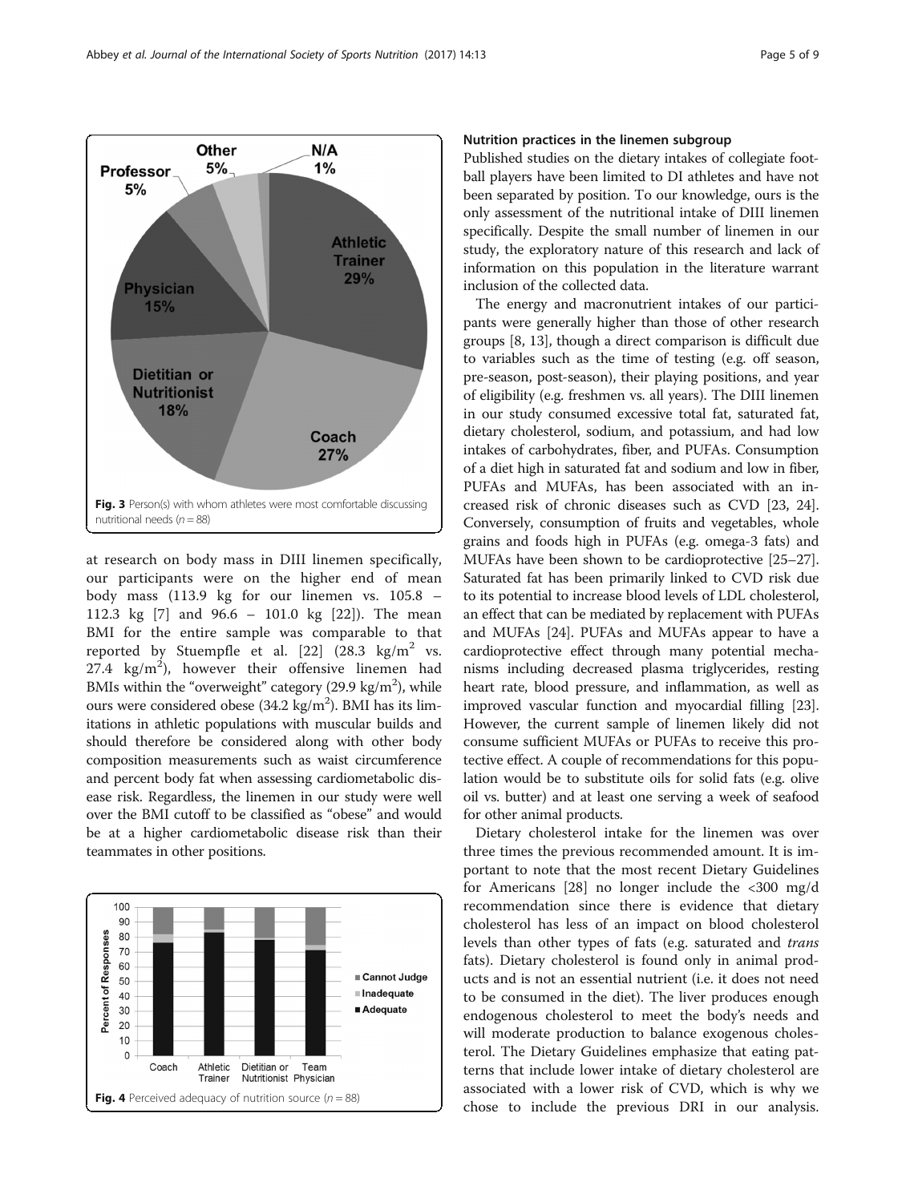Fig. 3 Person(s) with whom athletes were most comfortable discussing nutritional needs ($n = 88$)

at research on body mass in DIII linemen specifically, our participants were on the higher end of mean body mass (113.9 kg for our linemen vs. 105.8 – 112.3 kg [7] and 96.6 – 101.0 kg [22]). The mean BMI for the entire sample was comparable to that reported by Stuempfle et al. [22] (28.3 $kg/m^2$ vs. 27.4 $kg/m^2$), however their offensive linemen had BMIs within the "overweight" category (29.9 $kg/m^2$), while ours were considered obese (34.2 $kg/m^2$). BMI has its limitations in athletic populations with muscular builds and should therefore be considered along with other body composition measurements such as waist circumference and percent body fat when assessing cardiometabolic disease risk. Regardless, the linemen in our study were well over the BMI cutoff to be classified as "obese" and would be at a higher cardiometabolic disease risk than their teammates in other positions.

Fig. 4 Perceived adequacy of nutrition source ($n = 88$)

#### Nutrition practices in the linemen subgroup

Published studies on the dietary intakes of collegiate football players have been limited to DI athletes and have not been separated by position. To our knowledge, ours is the only assessment of the nutritional intake of DIII linemen specifically. Despite the small number of linemen in our study, the exploratory nature of this research and lack of information on this population in the literature warrant inclusion of the collected data.

The energy and macronutrient intakes of our participants were generally higher than those of other research groups [8, 13], though a direct comparison is difficult due to variables such as the time of testing (e.g. off season, pre-season, post-season), their playing positions, and year of eligibility (e.g. freshmen vs. all years). The DIII linemen in our study consumed excessive total fat, saturated fat, dietary cholesterol, sodium, and potassium, and had low intakes of carbohydrates, fiber, and PUFAs. Consumption of a diet high in saturated fat and sodium and low in fiber, PUFAs and MUFAs, has been associated with an increased risk of chronic diseases such as CVD [23, 24]. Conversely, consumption of fruits and vegetables, whole grains and foods high in PUFAs (e.g. omega-3 fats) and MUFAs have been shown to be cardioprotective [25–27]. Saturated fat has been primarily linked to CVD risk due to its potential to increase blood levels of LDL cholesterol, an effect that can be mediated by replacement with PUFAs and MUFAs [24]. PUFAs and MUFAs appear to have a cardioprotective effect through many potential mechanisms including decreased plasma triglycerides, resting heart rate, blood pressure, and inflammation, as well as improved vascular function and myocardial filling [23]. However, the current sample of linemen likely did not consume sufficient MUFAs or PUFAs to receive this protective effect. A couple of recommendations for this population would be to substitute oils for solid fats (e.g. olive oil vs. butter) and at least one serving a week of seafood for other animal products.

Dietary cholesterol intake for the linemen was over three times the previous recommended amount. It is important to note that the most recent Dietary Guidelines for Americans [28] no longer include the <300 mg/d recommendation since there is evidence that dietary cholesterol has less of an impact on blood cholesterol levels than other types of fats (e.g. saturated and *trans* fats). Dietary cholesterol is found only in animal products and is not an essential nutrient (i.e. it does not need to be consumed in the diet). The liver produces enough endogenous cholesterol to meet the body's needs and will moderate production to balance exogenous cholesterol. The Dietary Guidelines emphasize that eating patterns that include lower intake of dietary cholesterol are associated with a lower risk of CVD, which is why we chose to include the previous DRI in our analysis.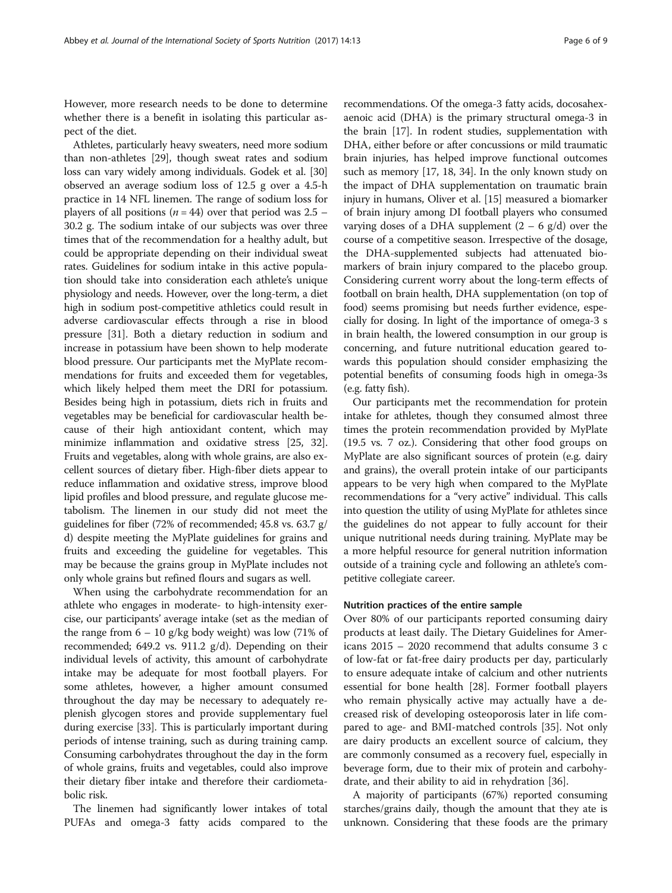However, more research needs to be done to determine whether there is a benefit in isolating this particular aspect of the diet.

Athletes, particularly heavy sweaters, need more sodium than non-athletes [29], though sweat rates and sodium loss can vary widely among individuals. Godek et al. [30] observed an average sodium loss of 12.5 g over a 4.5-h practice in 14 NFL linemen. The range of sodium loss for players of all positions ($n = 44$) over that period was 2.5 – 30.2 g. The sodium intake of our subjects was over three times that of the recommendation for a healthy adult, but could be appropriate depending on their individual sweat rates. Guidelines for sodium intake in this active population should take into consideration each athlete's unique physiology and needs. However, over the long-term, a diet high in sodium post-competitive athletics could result in adverse cardiovascular effects through a rise in blood pressure [31]. Both a dietary reduction in sodium and increase in potassium have been shown to help moderate blood pressure. Our participants met the MyPlate recommendations for fruits and exceeded them for vegetables, which likely helped them meet the DRI for potassium. Besides being high in potassium, diets rich in fruits and vegetables may be beneficial for cardiovascular health because of their high antioxidant content, which may minimize inflammation and oxidative stress [25, 32]. Fruits and vegetables, along with whole grains, are also excellent sources of dietary fiber. High-fiber diets appear to reduce inflammation and oxidative stress, improve blood lipid profiles and blood pressure, and regulate glucose metabolism. The linemen in our study did not meet the guidelines for fiber (72% of recommended; 45.8 vs. 63.7 g/d) despite meeting the MyPlate guidelines for grains and fruits and exceeding the guideline for vegetables. This may be because the grains group in MyPlate includes not only whole grains but refined flours and sugars as well.

When using the carbohydrate recommendation for an athlete who engages in moderate- to high-intensity exercise, our participants' average intake (set as the median of the range from 6 – 10 g/kg body weight) was low (71% of recommended; 649.2 vs. 911.2 g/d). Depending on their individual levels of activity, this amount of carbohydrate intake may be adequate for most football players. For some athletes, however, a higher amount consumed throughout the day may be necessary to adequately replenish glycogen stores and provide supplementary fuel during exercise [33]. This is particularly important during periods of intense training, such as during training camp. Consuming carbohydrates throughout the day in the form of whole grains, fruits and vegetables, could also improve their dietary fiber intake and therefore their cardiometabolic risk.

The linemen had significantly lower intakes of total PUFAs and omega-3 fatty acids compared to the recommendations. Of the omega-3 fatty acids, docosahexaenoic acid (DHA) is the primary structural omega-3 in the brain [17]. In rodent studies, supplementation with DHA, either before or after concussions or mild traumatic brain injuries, has helped improve functional outcomes such as memory [17, 18, 34]. In the only known study on the impact of DHA supplementation on traumatic brain injury in humans, Oliver et al. [15] measured a biomarker of brain injury among DI football players who consumed varying doses of a DHA supplement (2 – 6 g/d) over the course of a competitive season. Irrespective of the dosage, the DHA-supplemented subjects had attenuated biomarkers of brain injury compared to the placebo group. Considering current worry about the long-term effects of football on brain health, DHA supplementation (on top of food) seems promising but needs further evidence, especially for dosing. In light of the importance of omega-3 s in brain health, the lowered consumption in our group is concerning, and future nutritional education geared towards this population should consider emphasizing the potential benefits of consuming foods high in omega-3s (e.g. fatty fish).

Our participants met the recommendation for protein intake for athletes, though they consumed almost three times the protein recommendation provided by MyPlate (19.5 vs. 7 oz.). Considering that other food groups on MyPlate are also significant sources of protein (e.g. dairy and grains), the overall protein intake of our participants appears to be very high when compared to the MyPlate recommendations for a "very active" individual. This calls into question the utility of using MyPlate for athletes since the guidelines do not appear to fully account for their unique nutritional needs during training. MyPlate may be a more helpful resource for general nutrition information outside of a training cycle and following an athlete's competitive collegiate career.

### Nutrition practices of the entire sample

Over 80% of our participants reported consuming dairy products at least daily. The Dietary Guidelines for Americans 2015 – 2020 recommend that adults consume 3 c of low-fat or fat-free dairy products per day, particularly to ensure adequate intake of calcium and other nutrients essential for bone health [28]. Former football players who remain physically active may actually have a decreased risk of developing osteoporosis later in life compared to age- and BMI-matched controls [35]. Not only are dairy products an excellent source of calcium, they are commonly consumed as a recovery fuel, especially in beverage form, due to their mix of protein and carbohydrate, and their ability to aid in rehydration [36].

A majority of participants (67%) reported consuming starches/grains daily, though the amount that they ate is unknown. Considering that these foods are the primary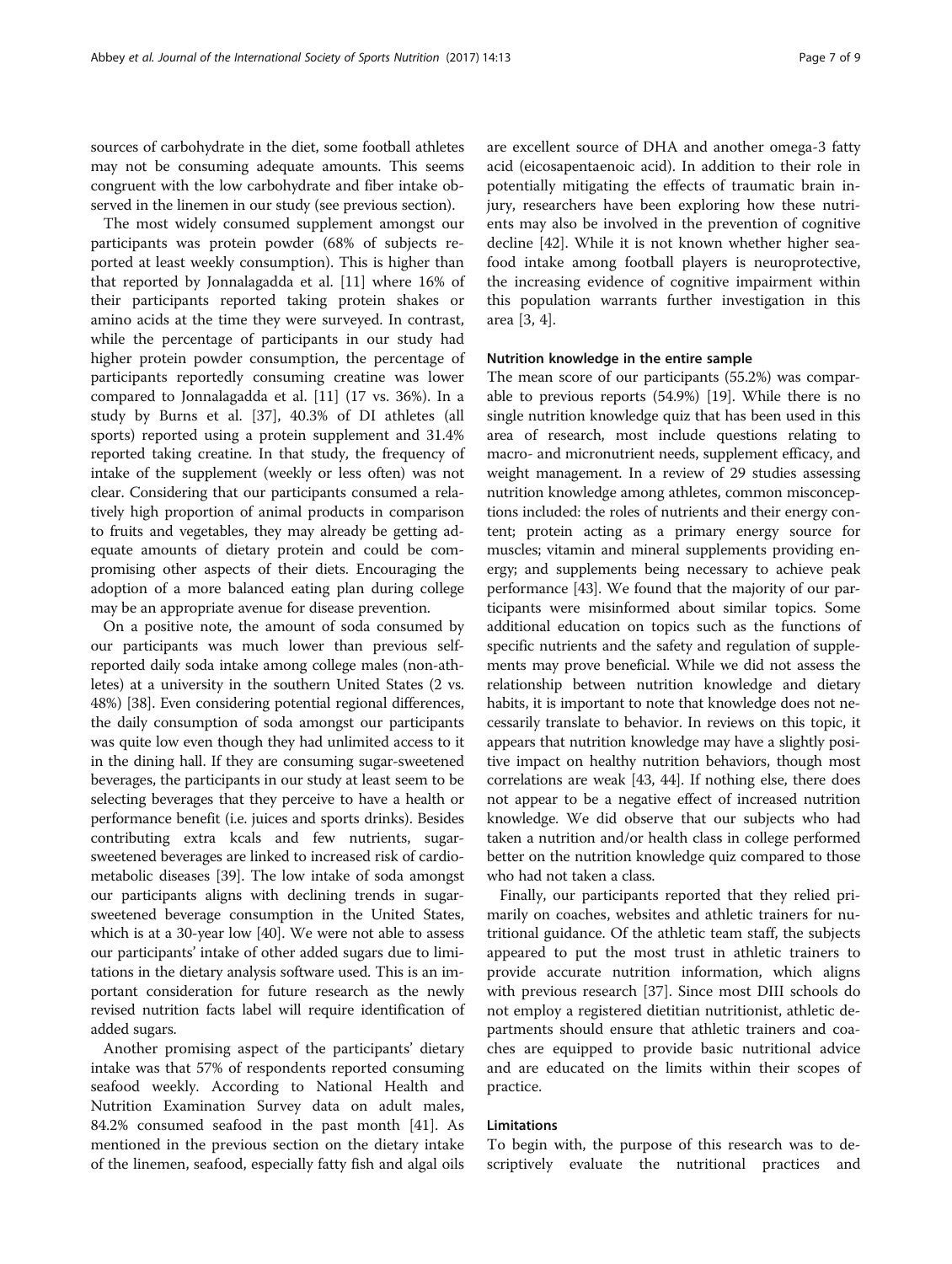sources of carbohydrate in the diet, some football athletes may not be consuming adequate amounts. This seems congruent with the low carbohydrate and fiber intake observed in the linemen in our study (see previous section).

The most widely consumed supplement amongst our participants was protein powder (68% of subjects reported at least weekly consumption). This is higher than that reported by Jonnalagadda et al. [11] where 16% of their participants reported taking protein shakes or amino acids at the time they were surveyed. In contrast, while the percentage of participants in our study had higher protein powder consumption, the percentage of participants reportedly consuming creatine was lower compared to Jonnalagadda et al. [11] (17 vs. 36%). In a study by Burns et al. [37], 40.3% of DI athletes (all sports) reported using a protein supplement and 31.4% reported taking creatine. In that study, the frequency of intake of the supplement (weekly or less often) was not clear. Considering that our participants consumed a relatively high proportion of animal products in comparison to fruits and vegetables, they may already be getting adequate amounts of dietary protein and could be compromising other aspects of their diets. Encouraging the adoption of a more balanced eating plan during college may be an appropriate avenue for disease prevention.

On a positive note, the amount of soda consumed by our participants was much lower than previous self-reported daily soda intake among college males (non-athletes) at a university in the southern United States (2 vs. 48%) [38]. Even considering potential regional differences, the daily consumption of soda amongst our participants was quite low even though they had unlimited access to it in the dining hall. If they are consuming sugar-sweetened beverages, the participants in our study at least seem to be selecting beverages that they perceive to have a health or performance benefit (i.e. juices and sports drinks). Besides contributing extra kcals and few nutrients, sugar-sweetened beverages are linked to increased risk of cardiometabolic diseases [39]. The low intake of soda amongst our participants aligns with declining trends in sugar-sweetened beverage consumption in the United States, which is at a 30-year low [40]. We were not able to assess our participants' intake of other added sugars due to limitations in the dietary analysis software used. This is an important consideration for future research as the newly revised nutrition facts label will require identification of added sugars.

Another promising aspect of the participants' dietary intake was that 57% of respondents reported consuming seafood weekly. According to National Health and Nutrition Examination Survey data on adult males, 84.2% consumed seafood in the past month [41]. As mentioned in the previous section on the dietary intake of the linemen, seafood, especially fatty fish and algal oils are excellent source of DHA and another omega-3 fatty acid (eicosapentaenoic acid). In addition to their role in potentially mitigating the effects of traumatic brain injury, researchers have been exploring how these nutrients may also be involved in the prevention of cognitive decline [42]. While it is not known whether higher seafood intake among football players is neuroprotective, the increasing evidence of cognitive impairment within this population warrants further investigation in this area [3, 4].

### Nutrition knowledge in the entire sample

The mean score of our participants (55.2%) was comparable to previous reports (54.9%) [19]. While there is no single nutrition knowledge quiz that has been used in this area of research, most include questions relating to macro- and micronutrient needs, supplement efficacy, and weight management. In a review of 29 studies assessing nutrition knowledge among athletes, common misconceptions included: the roles of nutrients and their energy content; protein acting as a primary energy source for muscles; vitamin and mineral supplements providing energy; and supplements being necessary to achieve peak performance [43]. We found that the majority of our participants were misinformed about similar topics. Some additional education on topics such as the functions of specific nutrients and the safety and regulation of supplements may prove beneficial. While we did not assess the relationship between nutrition knowledge and dietary habits, it is important to note that knowledge does not necessarily translate to behavior. In reviews on this topic, it appears that nutrition knowledge may have a slightly positive impact on healthy nutrition behaviors, though most correlations are weak [43, 44]. If nothing else, there does not appear to be a negative effect of increased nutrition knowledge. We did observe that our subjects who had taken a nutrition and/or health class in college performed better on the nutrition knowledge quiz compared to those who had not taken a class.

Finally, our participants reported that they relied primarily on coaches, websites and athletic trainers for nutritional guidance. Of the athletic team staff, the subjects appeared to put the most trust in athletic trainers to provide accurate nutrition information, which aligns with previous research [37]. Since most DIII schools do not employ a registered dietitian nutritionist, athletic departments should ensure that athletic trainers and coaches are equipped to provide basic nutritional advice and are educated on the limits within their scopes of practice.

### Limitations

To begin with, the purpose of this research was to descriptively evaluate the nutritional practices and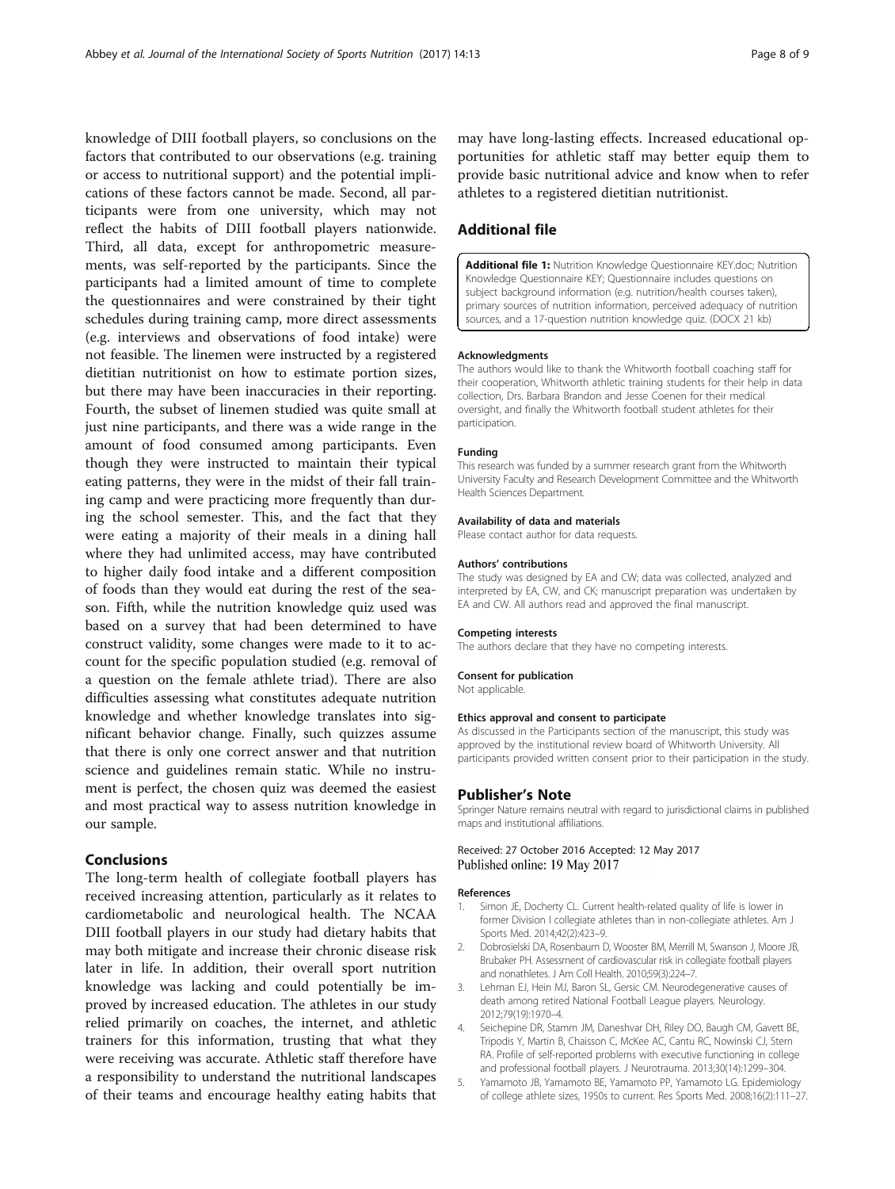knowledge of DIII football players, so conclusions on the factors that contributed to our observations (e.g. training or access to nutritional support) and the potential implications of these factors cannot be made. Second, all participants were from one university, which may not reflect the habits of DIII football players nationwide. Third, all data, except for anthropometric measurements, was self-reported by the participants. Since the participants had a limited amount of time to complete the questionnaires and were constrained by their tight schedules during training camp, more direct assessments (e.g. interviews and observations of food intake) were not feasible. The linemen were instructed by a registered dietitian nutritionist on how to estimate portion sizes, but there may have been inaccuracies in their reporting. Fourth, the subset of linemen studied was quite small at just nine participants, and there was a wide range in the amount of food consumed among participants. Even though they were instructed to maintain their typical eating patterns, they were in the midst of their fall training camp and were practicing more frequently than during the school semester. This, and the fact that they were eating a majority of their meals in a dining hall where they had unlimited access, may have contributed to higher daily food intake and a different composition of foods than they would eat during the rest of the season. Fifth, while the nutrition knowledge quiz used was based on a survey that had been determined to have construct validity, some changes were made to it to account for the specific population studied (e.g. removal of a question on the female athlete triad). There are also difficulties assessing what constitutes adequate nutrition knowledge and whether knowledge translates into significant behavior change. Finally, such quizzes assume that there is only one correct answer and that nutrition science and guidelines remain static. While no instrument is perfect, the chosen quiz was deemed the easiest and most practical way to assess nutrition knowledge in our sample.

## Conclusions

The long-term health of collegiate football players has received increasing attention, particularly as it relates to cardiometabolic and neurological health. The NCAA DIII football players in our study had dietary habits that may both mitigate and increase their chronic disease risk later in life. In addition, their overall sport nutrition knowledge was lacking and could potentially be improved by increased education. The athletes in our study relied primarily on coaches, the internet, and athletic trainers for this information, trusting that what they were receiving was accurate. Athletic staff therefore have a responsibility to understand the nutritional landscapes of their teams and encourage healthy eating habits that may have long-lasting effects. Increased educational opportunities for athletic staff may better equip them to provide basic nutritional advice and know when to refer athletes to a registered dietitian nutritionist.

## Additional file

**Additional file 1:** Nutrition Knowledge Questionnaire KEY.doc; Nutrition Knowledge Questionnaire KEY; Questionnaire includes questions on subject background information (e.g. nutrition/health courses taken), primary sources of nutrition information, perceived adequacy of nutrition sources, and a 17-question nutrition knowledge quiz. (DOCX 21 kb)

#### Acknowledgments

The authors would like to thank the Whitworth football coaching staff for their cooperation, Whitworth athletic training students for their help in data collection, Drs. Barbara Brandon and Jesse Coenen for their medical oversight, and finally the Whitworth football student athletes for their participation.

#### Funding

This research was funded by a summer research grant from the Whitworth University Faculty and Research Development Committee and the Whitworth Health Sciences Department.

#### Availability of data and materials

Please contact author for data requests.

#### Authors' contributions

The study was designed by EA and CW; data was collected, analyzed and interpreted by EA, CW, and CK; manuscript preparation was undertaken by EA and CW. All authors read and approved the final manuscript.

#### Competing interests

The authors declare that they have no competing interests.

#### Consent for publication

Not applicable.

#### Ethics approval and consent to participate

As discussed in the Participants section of the manuscript, this study was approved by the institutional review board of Whitworth University. All participants provided written consent prior to their participation in the study.

## Publisher's Note

Springer Nature remains neutral with regard to jurisdictional claims in published maps and institutional affiliations.

Received: 27 October 2016 Accepted: 12 May 2017
Published online: 19 May 2017

#### References

1. Simon JE, Docherty CL. Current health-related quality of life is lower in former Division I collegiate athletes than in non-collegiate athletes. Am J Sports Med. 2014;42(2):423–9.
2. Dobrosielski DA, Rosenbaum D, Wooster BM, Merrill M, Swanson J, Moore JB, Brubaker PH. Assessment of cardiovascular risk in collegiate football players and nonathletes. J Am Coll Health. 2010;59(3):224–7.
3. Lehman EJ, Hein MJ, Baron SL, Gersic CM. Neurodegenerative causes of death among retired National Football League players. Neurology. 2012;79(19):1970–4.
4. Seichepine DR, Stamm JM, Daneshvar DH, Riley DO, Baugh CM, Gavett BE, Tripodis Y, Martin B, Chaisson C, McKee AC, Cantu RC, Nowinski CJ, Stern RA. Profile of self-reported problems with executive functioning in college and professional football players. J Neurotrauma. 2013;30(14):1299–304.
5. Yamamoto JB, Yamamoto BE, Yamamoto PP, Yamamoto LG. Epidemiology of college athlete sizes, 1950s to current. Res Sports Med. 2008;16(2):111–27.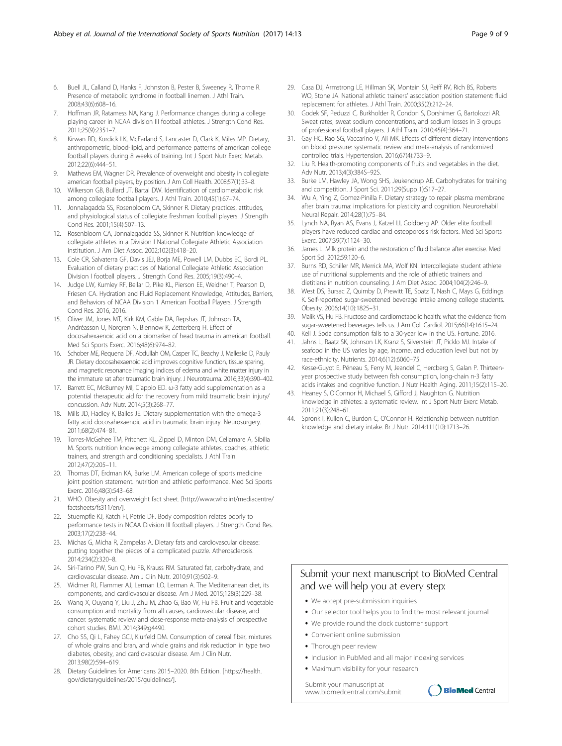6. Buell JL, Calland D, Hanks F, Johnston B, Pester B, Sweeney R, Thorne R. Presence of metabolic syndrome in football linemen. J Athl Train. 2008;43(6):608–16.
7. Hoffman JR, Ratamess NA, Kang J. Performance changes during a college playing career in NCAA division III football athletes. J Strength Cond Res. 2011;25(9):2351–7.
8. Kirwan RD, Kordick LK, McFarland S, Lancaster D, Clark K, Miles MP. Dietary, anthropometric, blood-lipid, and performance patterns of american college football players during 8 weeks of training. Int J Sport Nutr Exerc Metab. 2012;22(6):444–51.
9. Mathews EM, Wagner DR. Prevalence of overweight and obesity in collegiate american football players, by position. J Am Coll Health. 2008;57(1):33–8.
10. Wilkerson GB, Bullard JT, Bartal DW. Identification of cardiometabolic risk among collegiate football players. J Athl Train. 2010;45(1):67–74.
11. Jonnalagadda SS, Rosenbloom CA, Skinner R. Dietary practices, attitudes, and physiological status of collegiate freshman football players. J Strength Cond Res. 2001;15(4):507–13.
12. Rosenbloom CA, Jonnalagadda SS, Skinner R. Nutrition knowledge of collegiate athletes in a Division I National Collegiate Athletic Association institution. J Am Diet Assoc. 2002;102(3):418–20.
13. Cole CR, Salvaterra GF, Davis JEJ, Borja ME, Powell LM, Dubbs EC, Bordi PL. Evaluation of dietary practices of National Collegiate Athletic Association Division I football players. J Strength Cond Res. 2005;19(3):490–4.
14. Judge LW, Kumley RF, Bellar D, Pike KL, Pierson EE, Weidner T, Pearson D, Friesen CA. Hydration and Fluid Replacement Knowledge, Attitudes, Barriers, and Behaviors of NCAA Division 1 American Football Players. J Strength Cond Res. 2016, 2016.
15. Oliver JM, Jones MT, Kirk KM, Gable DA, Repshas JT, Johnson TA, Andréasson U, Norgren N, Blennow K, Zetterberg H. Effect of docosahexaenoic acid on a biomarker of head trauma in american football. Med Sci Sports Exerc. 2016;48(6):974–82.
16. Schober ME, Requena DF, Abdullah OM, Casper TC, Beachy J, Malleske D, Pauly JR. Dietary docosahexaenoic acid improves cognitive function, tissue sparing, and magnetic resonance imaging indices of edema and white matter injury in the immature rat after traumatic brain injury. J Neurotrauma. 2016;33(4):390–402.
17. Barrett EC, McBurney MI, Ciappio ED. ω-3 fatty acid supplementation as a potential therapeutic aid for the recovery from mild traumatic brain injury/concussion. Adv Nutr. 2014;5(3):268–77.
18. Mills JD, Hadley K, Bailes JE. Dietary supplementation with the omega-3 fatty acid docosahexaenoic acid in traumatic brain injury. Neurosurgery. 2011;68(2):474–81.
19. Torres-McGehee TM, Pritchett KL, Zippel D, Minton DM, Cellamare A, Sibilia M. Sports nutrition knowledge among collegiate athletes, coaches, athletic trainers, and strength and conditioning specialists. J Athl Train. 2012;47(2):205–11.
20. Thomas DT, Erdman KA, Burke LM. American college of sports medicine joint position statement. nutrition and athletic performance. Med Sci Sports Exerc. 2016;48(3):543–68.
21. WHO. Obesity and overweight fact sheet. [http://www.who.int/mediacentre/factsheets/fs311/en/].
22. Stuempfle KJ, Katch FI, Petrie DF. Body composition relates poorly to performance tests in NCAA Division III football players. J Strength Cond Res. 2003;17(2):238–44.
23. Michas G, Micha R, Zampelas A. Dietary fats and cardiovascular disease: putting together the pieces of a complicated puzzle. Atherosclerosis. 2014;234(2):320–8.
24. Siri-Tarino PW, Sun Q, Hu FB, Krauss RM. Saturated fat, carbohydrate, and cardiovascular disease. Am J Clin Nutr. 2010;91(3):502–9.
25. Widmer RJ, Flammer AJ, Lerman LO, Lerman A. The Mediterranean diet, its components, and cardiovascular disease. Am J Med. 2015;128(3):229–38.
26. Wang X, Ouyang Y, Liu J, Zhu M, Zhao G, Bao W, Hu FB. Fruit and vegetable consumption and mortality from all causes, cardiovascular disease, and cancer: systematic review and dose-response meta-analysis of prospective cohort studies. BMJ. 2014;349:g4490.
27. Cho SS, Qi L, Fahey GCJ, Klurfeld DM. Consumption of cereal fiber, mixtures of whole grains and bran, and whole grains and risk reduction in type two diabetes, obesity, and cardiovascular disease. Am J Clin Nutr. 2013;98(2):594–619.
28. Dietary Guidelines for Americans 2015–2020. 8th Edition. [https://health.gov/dietaryguidelines/2015/guidelines/].
29. Casa DJ, Armstrong LE, Hillman SK, Montain SJ, Reiff RV, Rich BS, Roberts WO, Stone JA. National athletic trainers' association position statement: fluid replacement for athletes. J Athl Train. 2000;35(2):212–24.
30. Godek SF, Peduzzi C, Burkholder R, Condon S, Dorshimer G, Bartolozzi AR. Sweat rates, sweat sodium concentrations, and sodium losses in 3 groups of professional football players. J Athl Train. 2010;45(4):364–71.
31. Gay HC, Rao SG, Vaccarino V, Ali MK. Effects of different dietary interventions on blood pressure: systematic review and meta-analysis of randomized controlled trials. Hypertension. 2016;67(4):733–9.
32. Liu R. Health-promoting components of fruits and vegetables in the diet. Adv Nutr. 2013;4(3):384S–92S.
33. Burke LM, Hawley JA, Wong SHS, Jeukendrup AE. Carbohydrates for training and competition. J Sport Sci. 2011;29(Supp 1):S17–27.
34. Wu A, Ying Z, Gomez-Pinilla F. Dietary strategy to repair plasma membrane after brain trauma: implications for plasticity and cognition. Neurorehabil Neural Repair. 2014;28(1):75–84.
35. Lynch NA, Ryan AS, Evans J, Katzel LI, Goldberg AP. Older elite football players have reduced cardiac and osteoporosis risk factors. Med Sci Sports Exerc. 2007;39(7):1124–30.
36. James L. Milk protein and the restoration of fluid balance after exercise. Med Sport Sci. 2012;59:120–6.
37. Burns RD, Schiller MR, Merrick MA, Wolf KN. Intercollegiate student athlete use of nutritional supplements and the role of athletic trainers and dietitians in nutrition counseling. J Am Diet Assoc. 2004;104(2):246–9.
38. West DS, Bursac Z, Quimby D, Prewitt TE, Spatz T, Nash C, Mays G, Eddings K. Self-reported sugar-sweetened beverage intake among college students. Obesity. 2006;14(10):1825–31.
39. Malik VS, Hu FB. Fructose and cardiometabolic health: what the evidence from sugar-sweetened beverages tells us. J Am Coll Cardiol. 2015;66(14):1615–24.
40. Kell J. Soda consumption falls to a 30-year low in the US. Fortune. 2016.
41. Jahns L, Raatz SK, Johnson LK, Kranz S, Silverstein JT, Picklo MJ. Intake of seafood in the US varies by age, income, and education level but not by race-ethnicity. Nutrients. 2014;6(12):6060–75.
42. Kesse-Guyot E, Péneau S, Ferry M, Jeandel C, Hercberg S, Galan P. Thirteen-year prospective study between fish consumption, long-chain n-3 fatty acids intakes and cognitive function. J Nutr Health Aging. 2011;15(2):115–20.
43. Heaney S, O'Connor H, Michael S, Gifford J, Naughton G. Nutrition knowledge in athletes: a systematic review. Int J Sport Nutr Exerc Metab. 2011;21(3):248–61.
44. Spronk I, Kullen C, Burdon C, O'Connor H. Relationship between nutrition knowledge and dietary intake. Br J Nutr. 2014;111(10):1713–26.

Submit your next manuscript to BioMed Central and we will help you at every step:

- We accept pre-submission inquiries
- Our selector tool helps you to find the most relevant journal
- We provide round the clock customer support
- Convenient online submission
- Thorough peer review
- Inclusion in PubMed and all major indexing services
- Maximum visibility for your research

Submit your manuscript at www.biomedcentral.com/submit

BioMed Central